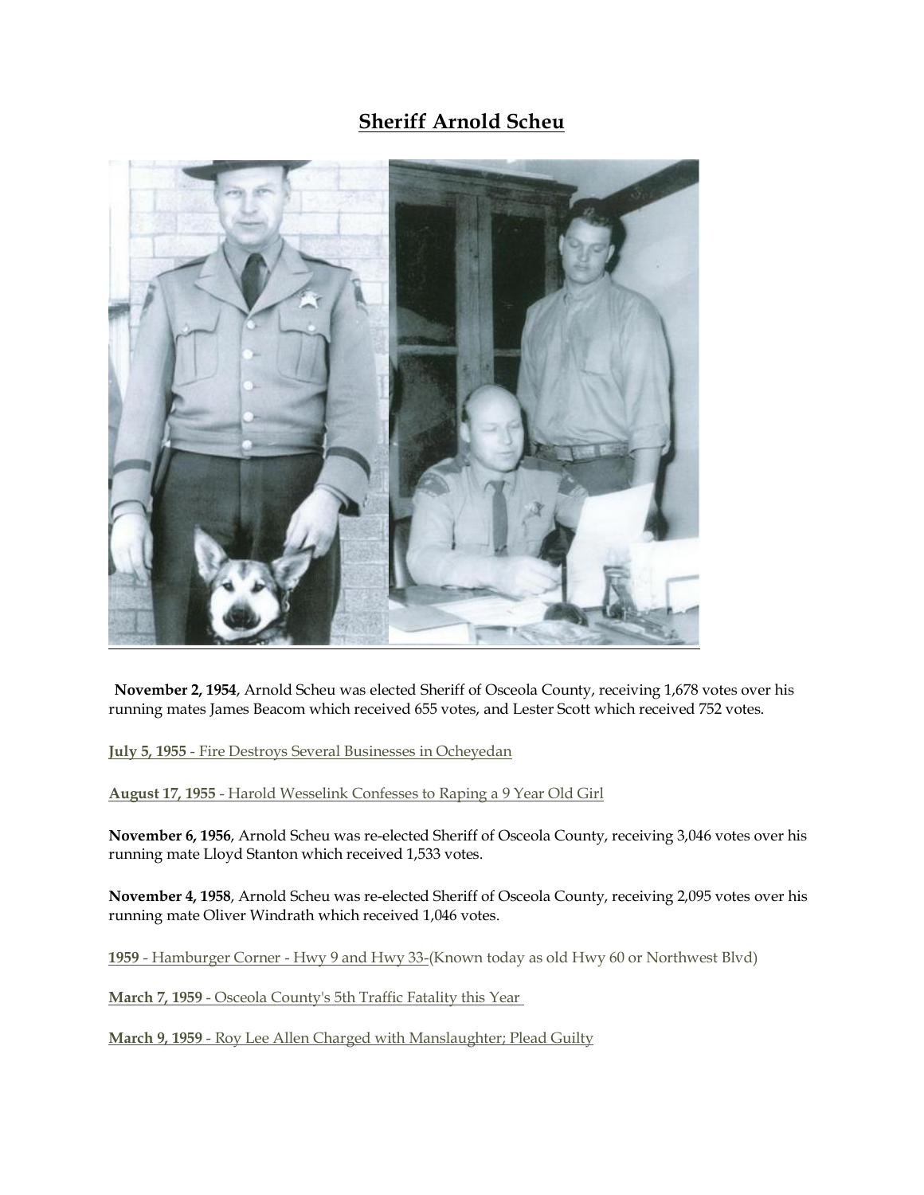# Sheriff Arnold Scheu

**November 2, 1954**, Arnold Scheu was elected Sheriff of Osceola County, receiving 1,678 votes over his running mates James Beacom which received 655 votes, and Lester Scott which received 752 votes.

**July 5, 1955** - Fire Destroys Several Businesses in Ocheyedan

**August 17, 1955** - Harold Wesselink Confesses to Raping a 9 Year Old Girl

**November 6, 1956**, Arnold Scheu was re-elected Sheriff of Osceola County, receiving 3,046 votes over his running mate Lloyd Stanton which received 1,533 votes.

**November 4, 1958**, Arnold Scheu was re-elected Sheriff of Osceola County, receiving 2,095 votes over his running mate Oliver Windrath which received 1,046 votes.

**1959** - Hamburger Corner - Hwy 9 and Hwy 33-(Known today as old Hwy 60 or Northwest Blvd)

**March 7, 1959** - Osceola County's 5th Traffic Fatality this Year

**March 9, 1959** - Roy Lee Allen Charged with Manslaughter; Plead Guilty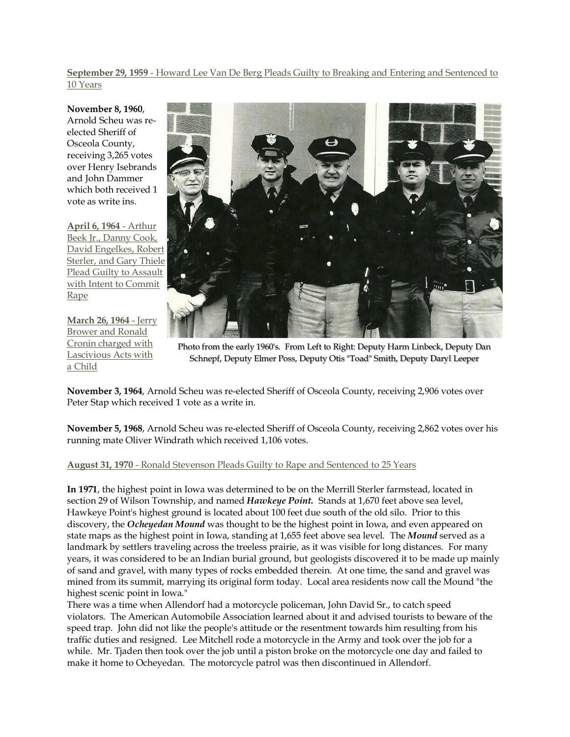**September 29, 1959** - Howard Lee Van De Berg Pleads Guilty to Breaking and Entering and Sentenced to 10 Years

**November 8, 1960**, Arnold Scheu was re-elected Sheriff of Osceola County, receiving 3,265 votes over Henry Isebrands and John Dammer which both received 1 vote as write ins.

**April 6, 1964** - Arthur Beek Jr., Danny Cook, David Engelkes, Robert Sterler, and Gary Thiele Plead Guilty to Assault with Intent to Commit Rape

**March 26, 1964** - Jerry Brower and Ronald Cronin charged with Lascivious Acts with a Child

Photo from the early 1960's. From Left to Right: Deputy Harm Linbeck, Deputy Dan Schnepf, Deputy Elmer Poss, Deputy Otis "Toad" Smith, Deputy Daryl Leeper

**November 3, 1964**, Arnold Scheu was re-elected Sheriff of Osceola County, receiving 2,906 votes over Peter Stap which received 1 vote as a write in.

**November 5, 1968**, Arnold Scheu was re-elected Sheriff of Osceola County, receiving 2,862 votes over his running mate Oliver Windrath which received 1,106 votes.

**August 31, 1970** - Ronald Stevenson Pleads Guilty to Rape and Sentenced to 25 Years

**In 1971**, the highest point in Iowa was determined to be on the Merrill Sterler farmstead, located in section 29 of Wilson Township, and named ***Hawkeye Point.*** Stands at 1,670 feet above sea level, Hawkeye Point's highest ground is located about 100 feet due south of the old silo. Prior to this discovery, the ***Ocheyedan Mound*** was thought to be the highest point in Iowa, and even appeared on state maps as the highest point in Iowa, standing at 1,655 feet above sea level. The ***Mound*** served as a landmark by settlers traveling across the treeless prairie, as it was visible for long distances. For many years, it was considered to be an Indian burial ground, but geologists discovered it to be made up mainly of sand and gravel, with many types of rocks embedded therein. At one time, the sand and gravel was mined from its summit, marrying its original form today. Local area residents now call the Mound "the highest scenic point in Iowa."

There was a time when Allendorf had a motorcycle policeman, John David Sr., to catch speed violators. The American Automobile Association learned about it and advised tourists to beware of the speed trap. John did not like the people's attitude or the resentment towards him resulting from his traffic duties and resigned. Lee Mitchell rode a motorcycle in the Army and took over the job for a while. Mr. Tjaden then took over the job until a piston broke on the motorcycle one day and failed to make it home to Ocheyedan. The motorcycle patrol was then discontinued in Allendorf.